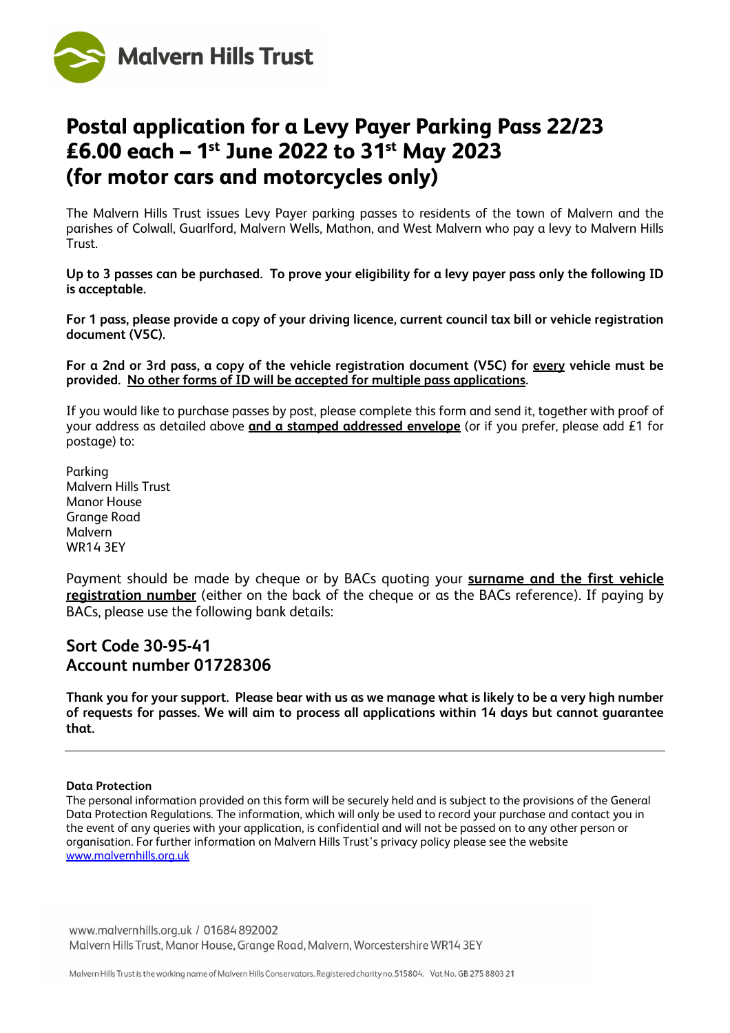Malvern Hills Trust

# Postal application for a Levy Payer Parking Pass 22/23 £6.00 each – 1st June 2022 to 31st May 2023 (for motor cars and motorcycles only)

The Malvern Hills Trust issues Levy Payer parking passes to residents of the town of Malvern and the parishes of Colwall, Guarlford, Malvern Wells, Mathon, and West Malvern who pay a levy to Malvern Hills Trust.

**Up to 3 passes can be purchased. To prove your eligibility for a levy payer pass only the following ID is acceptable.**

**For 1 pass, please provide a copy of your driving licence, current council tax bill or vehicle registration document (V5C).**

**For a 2nd or 3rd pass, a copy of the vehicle registration document (V5C) for every vehicle must be provided. No other forms of ID will be accepted for multiple pass applications.**

If you would like to purchase passes by post, please complete this form and send it, together with proof of your address as detailed above **and a stamped addressed envelope** (or if you prefer, please add £1 for postage) to:

Parking
Malvern Hills Trust
Manor House
Grange Road
Malvern
WR14 3EY

Payment should be made by cheque or by BACs quoting your **surname and the first vehicle registration number** (either on the back of the cheque or as the BACs reference). If paying by BACs, please use the following bank details:

## Sort Code 30-95-41
## Account number 01728306

**Thank you for your support. Please bear with us as we manage what is likely to be a very high number of requests for passes. We will aim to process all applications within 14 days but cannot guarantee that.**

---

**Data Protection**
The personal information provided on this form will be securely held and is subject to the provisions of the General Data Protection Regulations. The information, which will only be used to record your purchase and contact you in the event of any queries with your application, is confidential and will not be passed on to any other person or organisation. For further information on Malvern Hills Trust's privacy policy please see the website www.malvernhills.org.uk

www.malvernhills.org.uk / 01684 892002
Malvern Hills Trust, Manor House, Grange Road, Malvern, Worcestershire WR14 3EY

Malvern Hills Trust is the working name of Malvern Hills Conservators. Registered charity no.515804. Vat No. GB 275 8803 21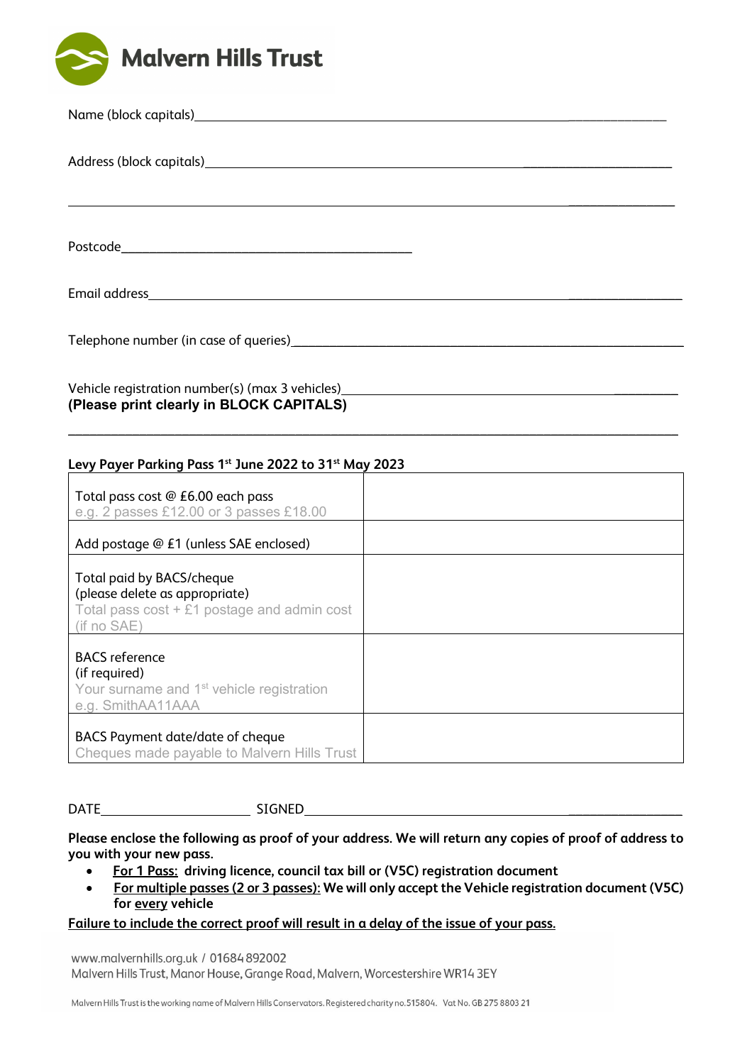Malvern Hills Trust

Name (block capitals)\_\_\_\_\_\_\_\_\_\_\_\_\_\_\_\_\_\_\_\_\_\_\_\_\_\_\_\_\_\_\_\_\_\_\_\_\_\_\_\_\_\_\_\_\_\_\_\_\_\_\_\_\_\_\_\_\_\_\_\_

Address (block capitals)\_\_\_\_\_\_\_\_\_\_\_\_\_\_\_\_\_\_\_\_\_\_\_\_\_\_\_\_\_\_\_\_\_\_\_\_\_\_\_\_\_\_\_\_\_\_\_\_\_\_\_\_\_\_\_\_\_\_

\_\_\_\_\_\_\_\_\_\_\_\_\_\_\_\_\_\_\_\_\_\_\_\_\_\_\_\_\_\_\_\_\_\_\_\_\_\_\_\_\_\_\_\_\_\_\_\_\_\_\_\_\_\_\_\_\_\_\_\_\_\_\_\_\_\_\_\_\_\_\_\_\_\_\_\_\_\_

Postcode\_\_\_\_\_\_\_\_\_\_\_\_\_\_\_\_\_\_\_\_\_\_\_\_\_\_\_\_\_\_\_\_\_\_\_\_\_\_\_\_

Email address\_\_\_\_\_\_\_\_\_\_\_\_\_\_\_\_\_\_\_\_\_\_\_\_\_\_\_\_\_\_\_\_\_\_\_\_\_\_\_\_\_\_\_\_\_\_\_\_\_\_\_\_\_\_\_\_\_\_\_\_\_\_\_\_\_\_

Telephone number (in case of queries)\_\_\_\_\_\_\_\_\_\_\_\_\_\_\_\_\_\_\_\_\_\_\_\_\_\_\_\_\_\_\_\_\_\_\_\_\_\_\_\_\_\_\_\_\_\_\_\_

Vehicle registration number(s) (max 3 vehicles)\_\_\_\_\_\_\_\_\_\_\_\_\_\_\_\_\_\_\_\_\_\_\_\_\_\_\_\_\_\_\_\_\_\_\_\_\_\_\_\_
**(Please print clearly in BLOCK CAPITALS)**

\_\_\_\_\_\_\_\_\_\_\_\_\_\_\_\_\_\_\_\_\_\_\_\_\_\_\_\_\_\_\_\_\_\_\_\_\_\_\_\_\_\_\_\_\_\_\_\_\_\_\_\_\_\_\_\_\_\_\_\_\_\_\_\_\_\_\_\_\_\_\_\_\_\_\_\_\_\_

**Levy Payer Parking Pass 1st June 2022 to 31st May 2023**

| | |
|---|---|
| Total pass cost @ £6.00 each pass<br>e.g. 2 passes £12.00 or 3 passes £18.00 | |
| Add postage @ £1 (unless SAE enclosed) | |
| Total paid by BACS/cheque<br>(please delete as appropriate)<br>Total pass cost + £1 postage and admin cost (if no SAE) | |
| BACS reference<br>(if required)<br>Your surname and 1st vehicle registration<br>e.g. SmithAA11AAA | |
| BACS Payment date/date of cheque<br>Cheques made payable to Malvern Hills Trust | |

DATE\_\_\_\_\_\_\_\_\_\_\_\_\_\_\_\_\_\_\_\_ SIGNED\_\_\_\_\_\_\_\_\_\_\_\_\_\_\_\_\_\_\_\_\_\_\_\_\_\_\_\_\_\_\_\_\_\_\_\_\_\_\_\_\_\_\_\_\_\_\_\_

**Please enclose the following as proof of your address. We will return any copies of proof of address to you with your new pass.**

- **<u>For 1 Pass:</u> driving licence, council tax bill or (V5C) registration document**
- **<u>For multiple passes (2 or 3 passes):</u> We will only accept the Vehicle registration document (V5C) for <u>every</u> vehicle**

**<u>Failure to include the correct proof will result in a delay of the issue of your pass.</u>**

www.malvernhills.org.uk / 01684 892002
Malvern Hills Trust, Manor House, Grange Road, Malvern, Worcestershire WR14 3EY

Malvern Hills Trust is the working name of Malvern Hills Conservators. Registered charity no.515804. Vat No. GB 275 8803 21